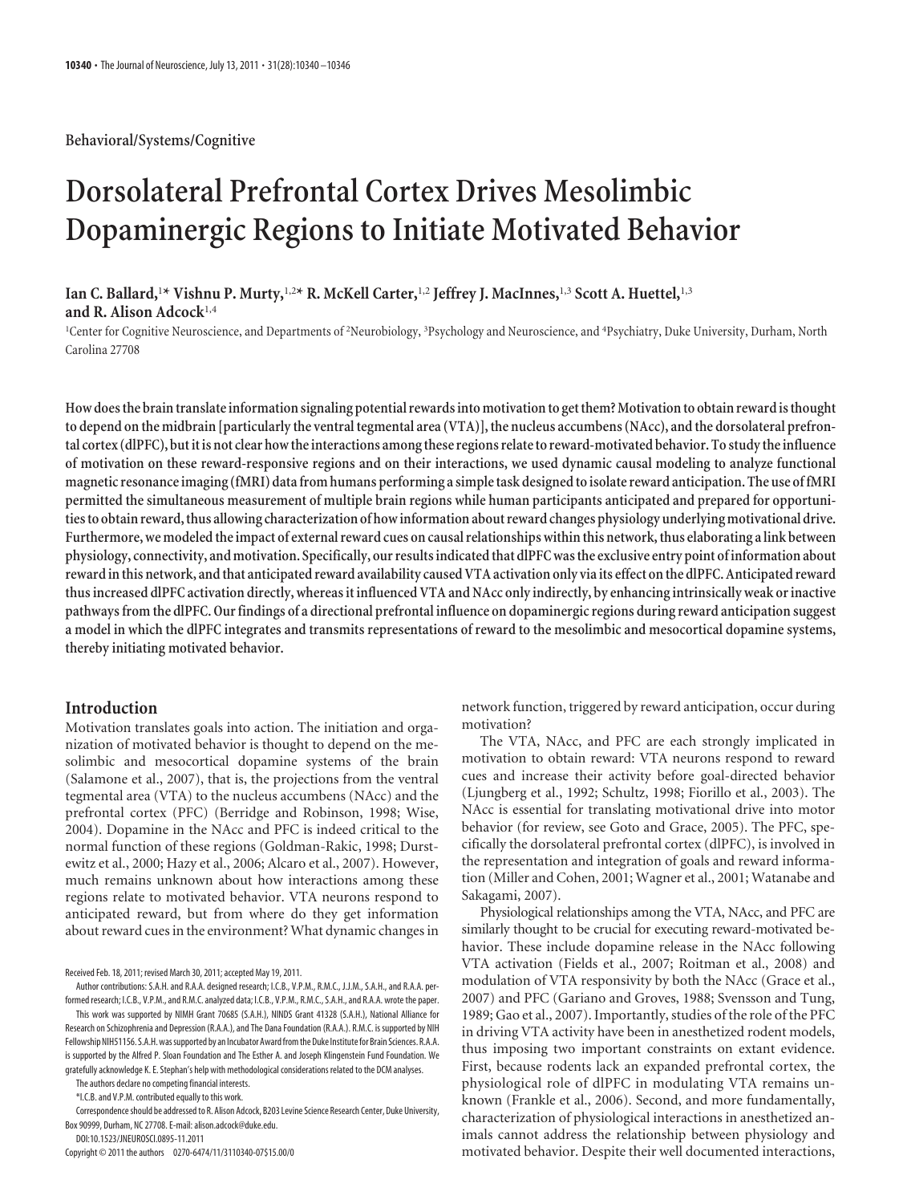Behavioral/Systems/Cognitive

# Dorsolateral Prefrontal Cortex Drives Mesolimbic Dopaminergic Regions to Initiate Motivated Behavior

**Ian C. Ballard,[1*] Vishnu P. Murty,[1,2*] R. McKell Carter,[1,2] Jeffrey J. MacInnes,[1,3] Scott A. Huettel,[1,3] and R. Alison Adcock[1,4]**

[1]Center for Cognitive Neuroscience, and Departments of [2]Neurobiology, [3]Psychology and Neuroscience, and [4]Psychiatry, Duke University, Durham, North Carolina 27708

**How does the brain translate information signaling potential rewards into motivation to get them? Motivation to obtain reward is thought to depend on the midbrain [particularly the ventral tegmental area (VTA)], the nucleus accumbens (NAcc), and the dorsolateral prefrontal cortex (dlPFC), but it is not clear how the interactions among these regions relate to reward-motivated behavior. To study the influence of motivation on these reward-responsive regions and on their interactions, we used dynamic causal modeling to analyze functional magnetic resonance imaging (fMRI) data from humans performing a simple task designed to isolate reward anticipation. The use of fMRI permitted the simultaneous measurement of multiple brain regions while human participants anticipated and prepared for opportunities to obtain reward, thus allowing characterization of how information about reward changes physiology underlying motivational drive. Furthermore, we modeled the impact of external reward cues on causal relationships within this network, thus elaborating a link between physiology, connectivity, and motivation. Specifically, our results indicated that dlPFC was the exclusive entry point of information about reward in this network, and that anticipated reward availability caused VTA activation only via its effect on the dlPFC. Anticipated reward thus increased dlPFC activation directly, whereas it influenced VTA and NAcc only indirectly, by enhancing intrinsically weak or inactive pathways from the dlPFC. Our findings of a directional prefrontal influence on dopaminergic regions during reward anticipation suggest a model in which the dlPFC integrates and transmits representations of reward to the mesolimbic and mesocortical dopamine systems, thereby initiating motivated behavior.**

## Introduction

Motivation translates goals into action. The initiation and organization of motivated behavior is thought to depend on the mesolimbic and mesocortical dopamine systems of the brain (Salamone et al., 2007), that is, the projections from the ventral tegmental area (VTA) to the nucleus accumbens (NAcc) and the prefrontal cortex (PFC) (Berridge and Robinson, 1998; Wise, 2004). Dopamine in the NAcc and PFC is indeed critical to the normal function of these regions (Goldman-Rakic, 1998; Durstewitz et al., 2000; Hazy et al., 2006; Alcaro et al., 2007). However, much remains unknown about how interactions among these regions relate to motivated behavior. VTA neurons respond to anticipated reward, but from where do they get information about reward cues in the environment? What dynamic changes in network function, triggered by reward anticipation, occur during motivation?

The VTA, NAcc, and PFC are each strongly implicated in motivation to obtain reward: VTA neurons respond to reward cues and increase their activity before goal-directed behavior (Ljungberg et al., 1992; Schultz, 1998; Fiorillo et al., 2003). The NAcc is essential for translating motivational drive into motor behavior (for review, see Goto and Grace, 2005). The PFC, specifically the dorsolateral prefrontal cortex (dlPFC), is involved in the representation and integration of goals and reward information (Miller and Cohen, 2001; Wagner et al., 2001; Watanabe and Sakagami, 2007).

Physiological relationships among the VTA, NAcc, and PFC are similarly thought to be crucial for executing reward-motivated behavior. These include dopamine release in the NAcc following VTA activation (Fields et al., 2007; Roitman et al., 2008) and modulation of VTA responsivity by both the NAcc (Grace et al., 2007) and PFC (Gariano and Groves, 1988; Svensson and Tung, 1989; Gao et al., 2007). Importantly, studies of the role of the PFC in driving VTA activity have been in anesthetized rodent models, thus imposing two important constraints on extant evidence. First, because rodents lack an expanded prefrontal cortex, the physiological role of dlPFC in modulating VTA remains unknown (Frankle et al., 2006). Second, and more fundamentally, characterization of physiological interactions in anesthetized animals cannot address the relationship between physiology and motivated behavior. Despite their well documented interactions,

Received Feb. 18, 2011; revised March 30, 2011; accepted May 19, 2011.

Author contributions: S.A.H. and R.A.A. designed research; I.C.B., V.P.M., R.M.C., J.J.M., S.A.H., and R.A.A. performed research; I.C.B., V.P.M., and R.M.C. analyzed data; I.C.B., V.P.M., R.M.C., S.A.H., and R.A.A. wrote the paper.

This work was supported by NIMH Grant 70685 (S.A.H.), NINDS Grant 41328 (S.A.H.), National Alliance for Research on Schizophrenia and Depression (R.A.A.), and The Dana Foundation (R.A.A.). R.M.C. is supported by NIH Fellowship NIH51156. S.A.H. was supported by an Incubator Award from the Duke Institute for Brain Sciences. R.A.A. is supported by the Alfred P. Sloan Foundation and The Esther A. and Joseph Klingenstein Fund Foundation. We gratefully acknowledge K. E. Stephan's help with methodological considerations related to the DCM analyses.

The authors declare no competing financial interests.

*I.C.B. and V.P.M. contributed equally to this work.

Correspondence should be addressed to R. Alison Adcock, B203 Levine Science Research Center, Duke University, Box 90999, Durham, NC 27708. E-mail: alison.adcock@duke.edu.

DOI:10.1523/JNEUROSCI.0895-11.2011

Copyright © 2011 the authors 0270-6474/11/3110340-07$15.00/0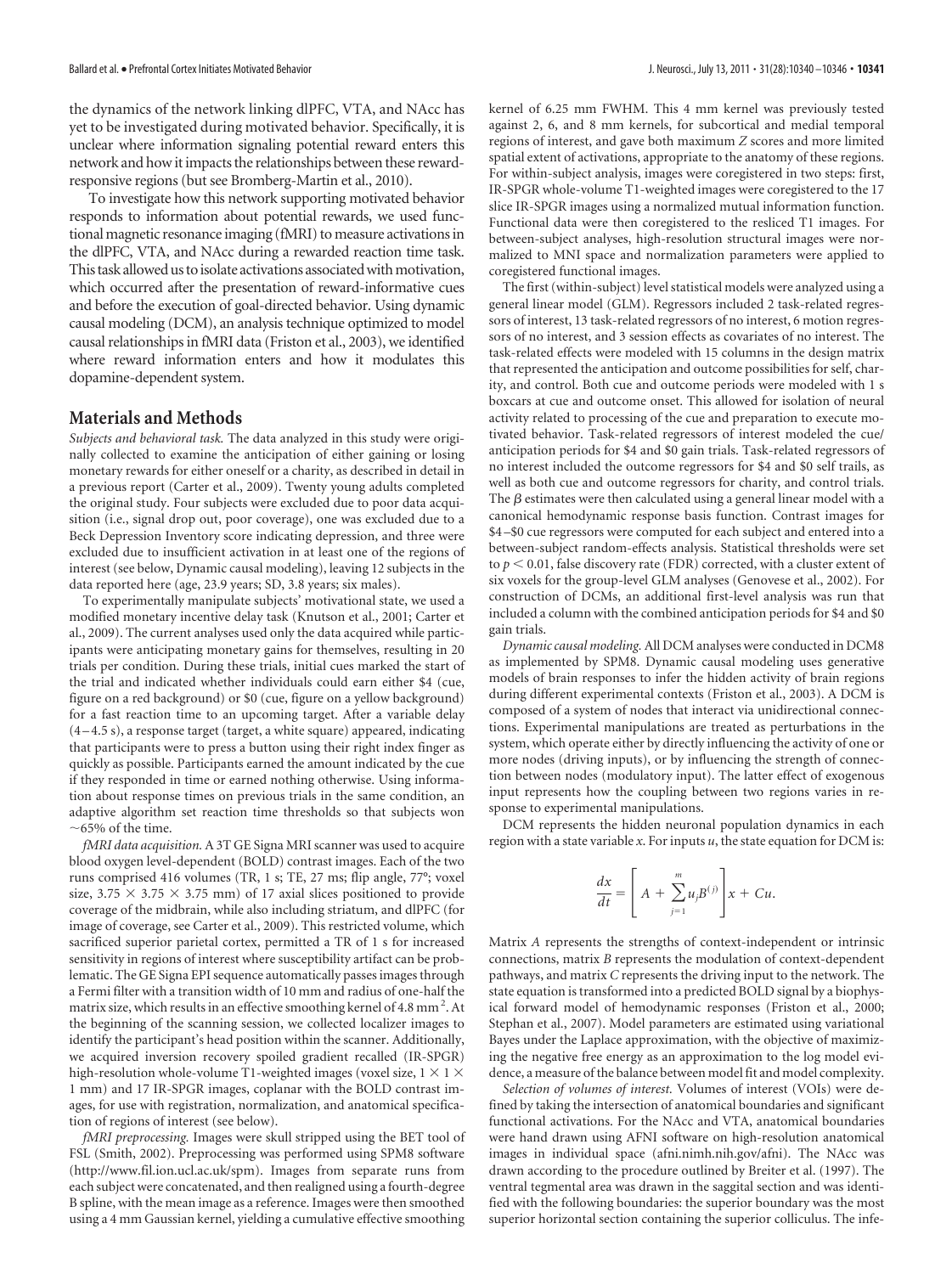the dynamics of the network linking dlPFC, VTA, and NAcc has yet to be investigated during motivated behavior. Specifically, it is unclear where information signaling potential reward enters this network and how it impacts the relationships between these reward-responsive regions (but see Bromberg-Martin et al., 2010).

To investigate how this network supporting motivated behavior responds to information about potential rewards, we used functional magnetic resonance imaging (fMRI) to measure activations in the dlPFC, VTA, and NAcc during a rewarded reaction time task. This task allowed us to isolate activations associated with motivation, which occurred after the presentation of reward-informative cues and before the execution of goal-directed behavior. Using dynamic causal modeling (DCM), an analysis technique optimized to model causal relationships in fMRI data (Friston et al., 2003), we identified where reward information enters and how it modulates this dopamine-dependent system.

## Materials and Methods

*Subjects and behavioral task.* The data analyzed in this study were originally collected to examine the anticipation of either gaining or losing monetary rewards for either oneself or a charity, as described in detail in a previous report (Carter et al., 2009). Twenty young adults completed the original study. Four subjects were excluded due to poor data acquisition (i.e., signal drop out, poor coverage), one was excluded due to a Beck Depression Inventory score indicating depression, and three were excluded due to insufficient activation in at least one of the regions of interest (see below, Dynamic causal modeling), leaving 12 subjects in the data reported here (age, 23.9 years; SD, 3.8 years; six males).

To experimentally manipulate subjects' motivational state, we used a modified monetary incentive delay task (Knutson et al., 2001; Carter et al., 2009). The current analyses used only the data acquired while participants were anticipating monetary gains for themselves, resulting in 20 trials per condition. During these trials, initial cues marked the start of the trial and indicated whether individuals could earn either \$4 (cue, figure on a red background) or \$0 (cue, figure on a yellow background) for a fast reaction time to an upcoming target. After a variable delay (4–4.5 s), a response target (target, a white square) appeared, indicating that participants were to press a button using their right index finger as quickly as possible. Participants earned the amount indicated by the cue if they responded in time or earned nothing otherwise. Using information about response times on previous trials in the same condition, an adaptive algorithm set reaction time thresholds so that subjects won ~65% of the time.

*fMRI data acquisition.* A 3T GE Signa MRI scanner was used to acquire blood oxygen level-dependent (BOLD) contrast images. Each of the two runs comprised 416 volumes (TR, 1 s; TE, 27 ms; flip angle, 77°; voxel size, $3.75 \times 3.75 \times 3.75$ mm) of 17 axial slices positioned to provide coverage of the midbrain, while also including striatum, and dlPFC (for image of coverage, see Carter et al., 2009). This restricted volume, which sacrificed superior parietal cortex, permitted a TR of 1 s for increased sensitivity in regions of interest where susceptibility artifact can be problematic. The GE Signa EPI sequence automatically passes images through a Fermi filter with a transition width of 10 mm and radius of one-half the matrix size, which results in an effective smoothing kernel of 4.8 mm$^2$. At the beginning of the scanning session, we collected localizer images to identify the participant's head position within the scanner. Additionally, we acquired inversion recovery spoiled gradient recalled (IR-SPGR) high-resolution whole-volume T1-weighted images (voxel size, $1 \times 1 \times 1$ mm) and 17 IR-SPGR images, coplanar with the BOLD contrast images, for use with registration, normalization, and anatomical specification of regions of interest (see below).

*fMRI preprocessing.* Images were skull stripped using the BET tool of FSL (Smith, 2002). Preprocessing was performed using SPM8 software (http://www.fil.ion.ucl.ac.uk/spm). Images from separate runs from each subject were concatenated, and then realigned using a fourth-degree B spline, with the mean image as a reference. Images were then smoothed using a 4 mm Gaussian kernel, yielding a cumulative effective smoothing kernel of 6.25 mm FWHM. This 4 mm kernel was previously tested against 2, 6, and 8 mm kernels, for subcortical and medial temporal regions of interest, and gave both maximum *Z* scores and more limited spatial extent of activations, appropriate to the anatomy of these regions. For within-subject analysis, images were coregistered in two steps: first, IR-SPGR whole-volume T1-weighted images were coregistered to the 17 slice IR-SPGR images using a normalized mutual information function. Functional data were then coregistered to the resliced T1 images. For between-subject analyses, high-resolution structural images were normalized to MNI space and normalization parameters were applied to coregistered functional images.

The first (within-subject) level statistical models were analyzed using a general linear model (GLM). Regressors included 2 task-related regressors of interest, 13 task-related regressors of no interest, 6 motion regressors of no interest, and 3 session effects as covariates of no interest. The task-related effects were modeled with 15 columns in the design matrix that represented the anticipation and outcome possibilities for self, charity, and control. Both cue and outcome periods were modeled with 1 s boxcars at cue and outcome onset. This allowed for isolation of neural activity related to processing of the cue and preparation to execute motivated behavior. Task-related regressors of interest modeled the cue/anticipation periods for \$4 and \$0 gain trials. Task-related regressors of no interest included the outcome regressors for \$4 and \$0 self trails, as well as both cue and outcome regressors for charity, and control trials. The $\beta$ estimates were then calculated using a general linear model with a canonical hemodynamic response basis function. Contrast images for \$4–\$0 cue regressors were computed for each subject and entered into a between-subject random-effects analysis. Statistical thresholds were set to $p < 0.01$, false discovery rate (FDR) corrected, with a cluster extent of six voxels for the group-level GLM analyses (Genovese et al., 2002). For construction of DCMs, an additional first-level analysis was run that included a column with the combined anticipation periods for \$4 and \$0 gain trials.

*Dynamic causal modeling.* All DCM analyses were conducted in DCM8 as implemented by SPM8. Dynamic causal modeling uses generative models of brain responses to infer the hidden activity of brain regions during different experimental contexts (Friston et al., 2003). A DCM is composed of a system of nodes that interact via unidirectional connections. Experimental manipulations are treated as perturbations in the system, which operate either by directly influencing the activity of one or more nodes (driving inputs), or by influencing the strength of connection between nodes (modulatory input). The latter effect of exogenous input represents how the coupling between two regions varies in response to experimental manipulations.

DCM represents the hidden neuronal population dynamics in each region with a state variable $x$. For inputs $u$, the state equation for DCM is:

$$\frac{dx}{dt} = \left[ A + \sum_{j=1}^{m} u_j B^{(j)} \right] x + Cu.$$

Matrix $A$ represents the strengths of context-independent or intrinsic connections, matrix $B$ represents the modulation of context-dependent pathways, and matrix $C$ represents the driving input to the network. The state equation is transformed into a predicted BOLD signal by a biophysical forward model of hemodynamic responses (Friston et al., 2000; Stephan et al., 2007). Model parameters are estimated using variational Bayes under the Laplace approximation, with the objective of maximizing the negative free energy as an approximation to the log model evidence, a measure of the balance between model fit and model complexity.

*Selection of volumes of interest.* Volumes of interest (VOIs) were defined by taking the intersection of anatomical boundaries and significant functional activations. For the NAcc and VTA, anatomical boundaries were hand drawn using AFNI software on high-resolution anatomical images in individual space (afni.nimh.nih.gov/afni). The NAcc was drawn according to the procedure outlined by Breiter et al. (1997). The ventral tegmental area was drawn in the saggital section and was identified with the following boundaries: the superior boundary was the most superior horizontal section containing the superior colliculus. The infe-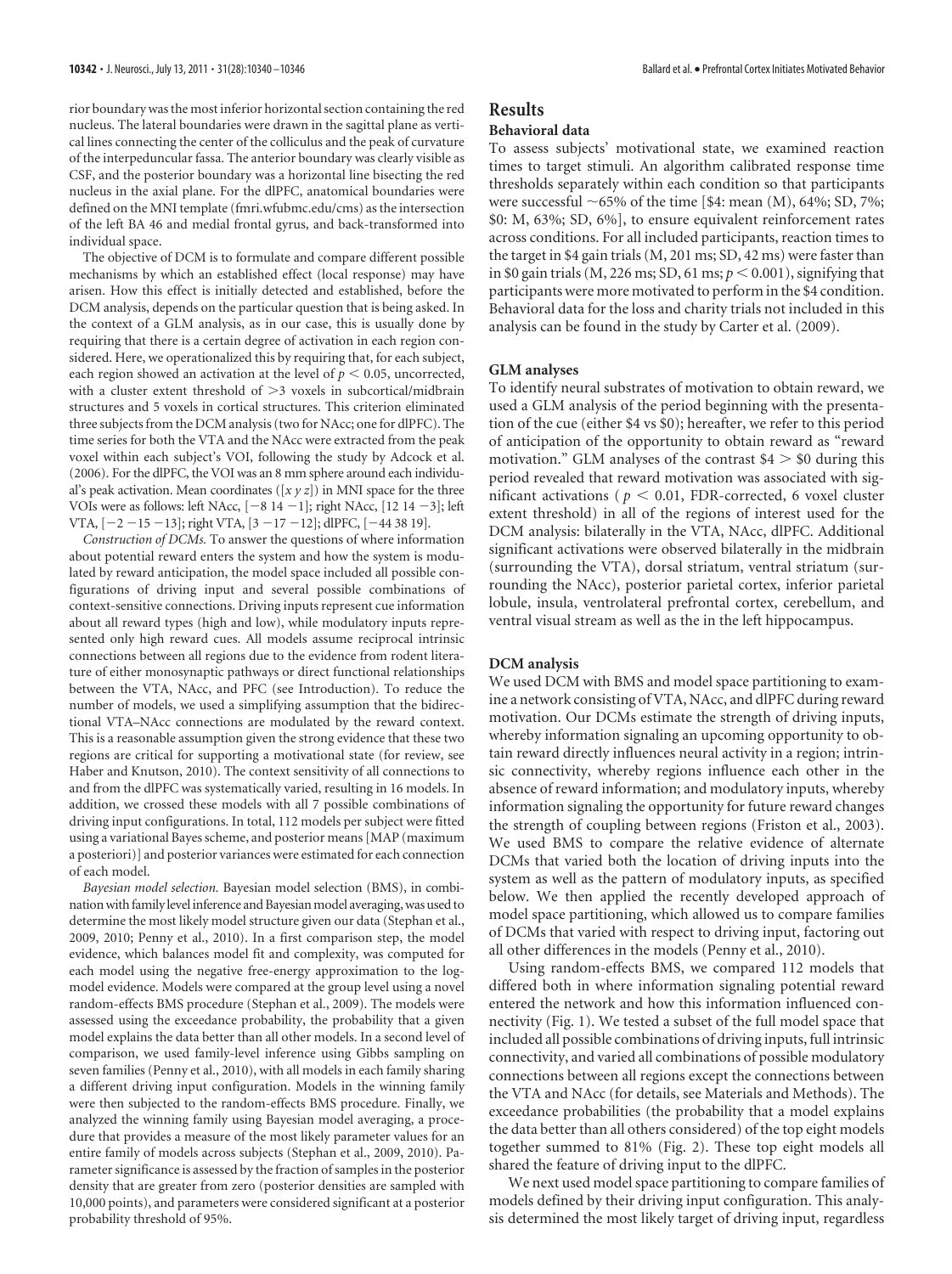rior boundary was the most inferior horizontal section containing the red nucleus. The lateral boundaries were drawn in the sagittal plane as vertical lines connecting the center of the colliculus and the peak of curvature of the interpeduncular fassa. The anterior boundary was clearly visible as CSF, and the posterior boundary was a horizontal line bisecting the red nucleus in the axial plane. For the dlPFC, anatomical boundaries were defined on the MNI template (fmri.wfubmc.edu/cms) as the intersection of the left BA 46 and medial frontal gyrus, and back-transformed into individual space.

The objective of DCM is to formulate and compare different possible mechanisms by which an established effect (local response) may have arisen. How this effect is initially detected and established, before the DCM analysis, depends on the particular question that is being asked. In the context of a GLM analysis, as in our case, this is usually done by requiring that there is a certain degree of activation in each region considered. Here, we operationalized this by requiring that, for each subject, each region showed an activation at the level of $p < 0.05$, uncorrected, with a cluster extent threshold of >3 voxels in subcortical/midbrain structures and 5 voxels in cortical structures. This criterion eliminated three subjects from the DCM analysis (two for NAcc; one for dlPFC). The time series for both the VTA and the NAcc were extracted from the peak voxel within each subject's VOI, following the study by Adcock et al. (2006). For the dlPFC, the VOI was an 8 mm sphere around each individual's peak activation. Mean coordinates ([*x y z*]) in MNI space for the three VOIs were as follows: left NAcc, [−8 14 −1]; right NAcc, [12 14 −3]; left VTA, [−2 −15 −13]; right VTA, [3 −17 −12]; dlPFC, [−44 38 19].

*Construction of DCMs.* To answer the questions of where information about potential reward enters the system and how the system is modulated by reward anticipation, the model space included all possible configurations of driving input and several possible combinations of context-sensitive connections. Driving inputs represent cue information about all reward types (high and low), while modulatory inputs represented only high reward cues. All models assume reciprocal intrinsic connections between all regions due to the evidence from rodent literature of either monosynaptic pathways or direct functional relationships between the VTA, NAcc, and PFC (see Introduction). To reduce the number of models, we used a simplifying assumption that the bidirectional VTA–NAcc connections are modulated by the reward context. This is a reasonable assumption given the strong evidence that these two regions are critical for supporting a motivational state (for review, see Haber and Knutson, 2010). The context sensitivity of all connections to and from the dlPFC was systematically varied, resulting in 16 models. In addition, we crossed these models with all 7 possible combinations of driving input configurations. In total, 112 models per subject were fitted using a variational Bayes scheme, and posterior means [MAP (maximum a posteriori)] and posterior variances were estimated for each connection of each model.

*Bayesian model selection.* Bayesian model selection (BMS), in combination with family level inference and Bayesian model averaging, was used to determine the most likely model structure given our data (Stephan et al., 2009, 2010; Penny et al., 2010). In a first comparison step, the model evidence, which balances model fit and complexity, was computed for each model using the negative free-energy approximation to the log-model evidence. Models were compared at the group level using a novel random-effects BMS procedure (Stephan et al., 2009). The models were assessed using the exceedance probability, the probability that a given model explains the data better than all other models. In a second level of comparison, we used family-level inference using Gibbs sampling on seven families (Penny et al., 2010), with all models in each family sharing a different driving input configuration. Models in the winning family were then subjected to the random-effects BMS procedure. Finally, we analyzed the winning family using Bayesian model averaging, a procedure that provides a measure of the most likely parameter values for an entire family of models across subjects (Stephan et al., 2009, 2010). Parameter significance is assessed by the fraction of samples in the posterior density that are greater from zero (posterior densities are sampled with 10,000 points), and parameters were considered significant at a posterior probability threshold of 95%.

## Results

### Behavioral data

To assess subjects' motivational state, we examined reaction times to target stimuli. An algorithm calibrated response time thresholds separately within each condition so that participants were successful ~65% of the time [\$4: mean (M), 64%; SD, 7%; \$0: M, 63%; SD, 6%], to ensure equivalent reinforcement rates across conditions. For all included participants, reaction times to the target in \$4 gain trials (M, 201 ms; SD, 42 ms) were faster than in \$0 gain trials (M, 226 ms; SD, 61 ms; $p < 0.001$), signifying that participants were more motivated to perform in the \$4 condition. Behavioral data for the loss and charity trials not included in this analysis can be found in the study by Carter et al. (2009).

### GLM analyses

To identify neural substrates of motivation to obtain reward, we used a GLM analysis of the period beginning with the presentation of the cue (either \$4 vs \$0); hereafter, we refer to this period of anticipation of the opportunity to obtain reward as "reward motivation." GLM analyses of the contrast \$4 > \$0 during this period revealed that reward motivation was associated with significant activations ($p < 0.01$, FDR-corrected, 6 voxel cluster extent threshold) in all of the regions of interest used for the DCM analysis: bilaterally in the VTA, NAcc, dlPFC. Additional significant activations were observed bilaterally in the midbrain (surrounding the VTA), dorsal striatum, ventral striatum (surrounding the NAcc), posterior parietal cortex, inferior parietal lobule, insula, ventrolateral prefrontal cortex, cerebellum, and ventral visual stream as well as the in the left hippocampus.

### DCM analysis

We used DCM with BMS and model space partitioning to examine a network consisting of VTA, NAcc, and dlPFC during reward motivation. Our DCMs estimate the strength of driving inputs, whereby information signaling an upcoming opportunity to obtain reward directly influences neural activity in a region; intrinsic connectivity, whereby regions influence each other in the absence of reward information; and modulatory inputs, whereby information signaling the opportunity for future reward changes the strength of coupling between regions (Friston et al., 2003). We used BMS to compare the relative evidence of alternate DCMs that varied both the location of driving inputs into the system as well as the pattern of modulatory inputs, as specified below. We then applied the recently developed approach of model space partitioning, which allowed us to compare families of DCMs that varied with respect to driving input, factoring out all other differences in the models (Penny et al., 2010).

Using random-effects BMS, we compared 112 models that differed both in where information signaling potential reward entered the network and how this information influenced connectivity (Fig. 1). We tested a subset of the full model space that included all possible combinations of driving inputs, full intrinsic connectivity, and varied all combinations of possible modulatory connections between all regions except the connections between the VTA and NAcc (for details, see Materials and Methods). The exceedance probabilities (the probability that a model explains the data better than all others considered) of the top eight models together summed to 81% (Fig. 2). These top eight models all shared the feature of driving input to the dlPFC.

We next used model space partitioning to compare families of models defined by their driving input configuration. This analysis determined the most likely target of driving input, regardless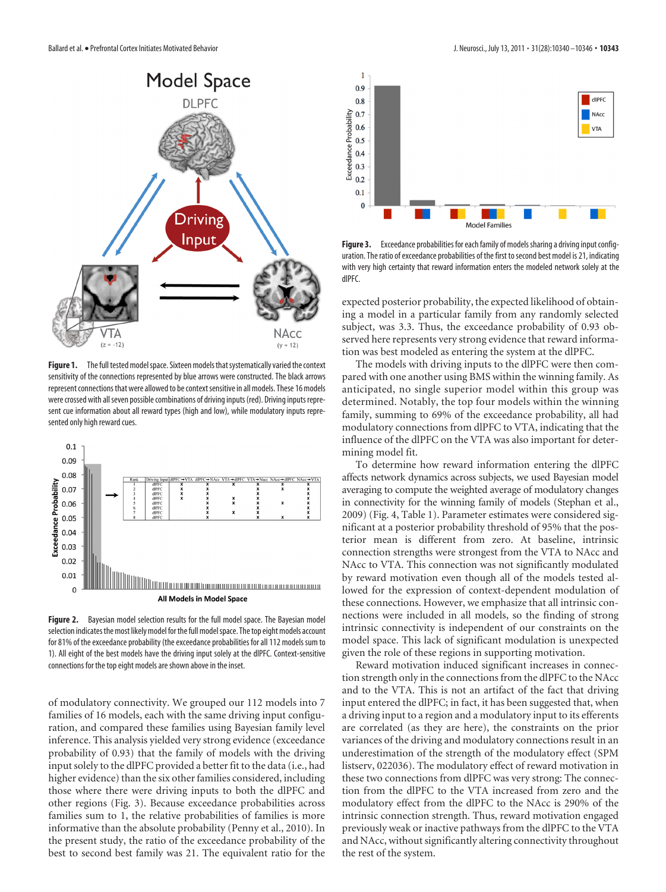**Figure 1.** The full tested model space. Sixteen models that systematically varied the context sensitivity of the connections represented by blue arrows were constructed. The black arrows represent connections that were allowed to be context sensitive in all models. These 16 models were crossed with all seven possible combinations of driving inputs (red). Driving inputs represent cue information about all reward types (high and low), while modulatory inputs represented only high reward cues.

**Figure 2.** Bayesian model selection results for the full model space. The Bayesian model selection indicates the most likely model for the full model space. The top eight models account for 81% of the exceedance probability (the exceedance probabilities for all 112 models sum to 1). All eight of the best models have the driving input solely at the dlPFC. Context-sensitive connections for the top eight models are shown above in the inset.

of modulatory connectivity. We grouped our 112 models into 7 families of 16 models, each with the same driving input configuration, and compared these families using Bayesian family level inference. This analysis yielded very strong evidence (exceedance probability of 0.93) that the family of models with the driving input solely to the dlPFC provided a better fit to the data (i.e., had higher evidence) than the six other families considered, including those where there were driving inputs to both the dlPFC and other regions (Fig. 3). Because exceedance probabilities across families sum to 1, the relative probabilities of families is more informative than the absolute probability (Penny et al., 2010). In the present study, the ratio of the exceedance probability of the best to second best family was 21. The equivalent ratio for the expected posterior probability, the expected likelihood of obtaining a model in a particular family from any randomly selected subject, was 3.3. Thus, the exceedance probability of 0.93 observed here represents very strong evidence that reward information was best modeled as entering the system at the dlPFC.

The models with driving inputs to the dlPFC were then compared with one another using BMS within the winning family. As anticipated, no single superior model within this group was determined. Notably, the top four models within the winning family, summing to 69% of the exceedance probability, all had modulatory connections from dlPFC to VTA, indicating that the influence of the dlPFC on the VTA was also important for determining model fit.

**Figure 3.** Exceedance probabilities for each family of models sharing a driving input configuration. The ratio of exceedance probabilities of the first to second best model is 21, indicating with very high certainty that reward information enters the modeled network solely at the dlPFC.

To determine how reward information entering the dlPFC affects network dynamics across subjects, we used Bayesian model averaging to compute the weighted average of modulatory changes in connectivity for the winning family of models (Stephan et al., 2009) (Fig. 4, Table 1). Parameter estimates were considered significant at a posterior probability threshold of 95% that the posterior mean is different from zero. At baseline, intrinsic connection strengths were strongest from the VTA to NAcc and NAcc to VTA. This connection was not significantly modulated by reward motivation even though all of the models tested allowed for the expression of context-dependent modulation of these connections. However, we emphasize that all intrinsic connections were included in all models, so the finding of strong intrinsic connectivity is independent of our constraints on the model space. This lack of significant modulation is unexpected given the role of these regions in supporting motivation.

Reward motivation induced significant increases in connection strength only in the connections from the dlPFC to the NAcc and to the VTA. This is not an artifact of the fact that driving input entered the dlPFC; in fact, it has been suggested that, when a driving input to a region and a modulatory input to its efferents are correlated (as they are here), the constraints on the prior variances of the driving and modulatory connections result in an underestimation of the strength of the modulatory effect (SPM listserv, 022036). The modulatory effect of reward motivation in these two connections from dlPFC was very strong: The connection from the dlPFC to the VTA increased from zero and the modulatory effect from the dlPFC to the NAcc is 290% of the intrinsic connection strength. Thus, reward motivation engaged previously weak or inactive pathways from the dlPFC to the VTA and NAcc, without significantly altering connectivity throughout the rest of the system.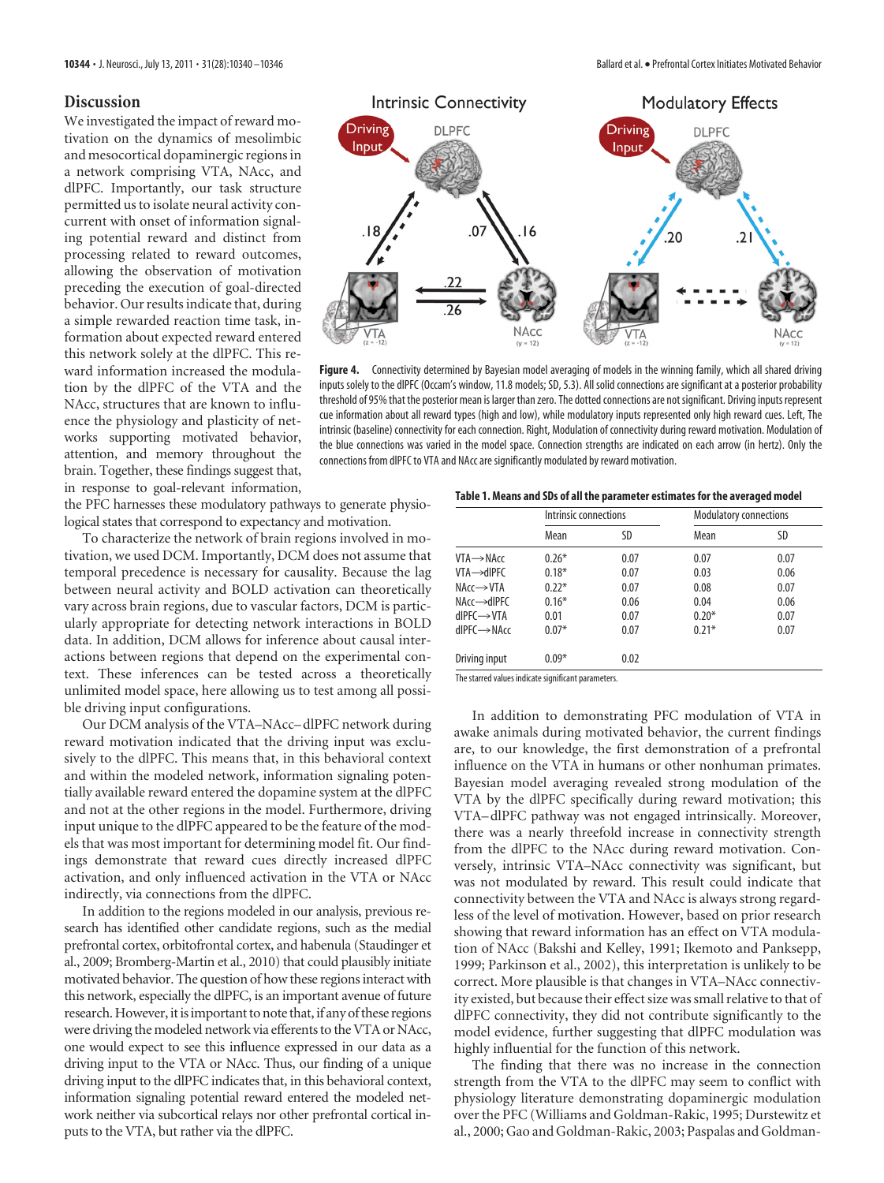## Discussion

We investigated the impact of reward motivation on the dynamics of mesolimbic and mesocortical dopaminergic regions in a network comprising VTA, NAcc, and dlPFC. Importantly, our task structure permitted us to isolate neural activity concurrent with onset of information signaling potential reward and distinct from processing related to reward outcomes, allowing the observation of motivation preceding the execution of goal-directed behavior. Our results indicate that, during a simple rewarded reaction time task, information about expected reward entered this network solely at the dlPFC. This reward information increased the modulation by the dlPFC of the VTA and the NAcc, structures that are known to influence the physiology and plasticity of networks supporting motivated behavior, attention, and memory throughout the brain. Together, these findings suggest that, in response to goal-relevant information, the PFC harnesses these modulatory pathways to generate physiological states that correspond to expectancy and motivation.

To characterize the network of brain regions involved in motivation, we used DCM. Importantly, DCM does not assume that temporal precedence is necessary for causality. Because the lag between neural activity and BOLD activation can theoretically vary across brain regions, due to vascular factors, DCM is particularly appropriate for detecting network interactions in BOLD data. In addition, DCM allows for inference about causal interactions between regions that depend on the experimental context. These inferences can be tested across a theoretically unlimited model space, here allowing us to test among all possible driving input configurations.

Our DCM analysis of the VTA–NAcc–dlPFC network during reward motivation indicated that the driving input was exclusively to the dlPFC. This means that, in this behavioral context and within the modeled network, information signaling potentially available reward entered the dopamine system at the dlPFC and not at the other regions in the model. Furthermore, driving input unique to the dlPFC appeared to be the feature of the models that was most important for determining model fit. Our findings demonstrate that reward cues directly increased dlPFC activation, and only influenced activation in the VTA or NAcc indirectly, via connections from the dlPFC.

In addition to the regions modeled in our analysis, previous research has identified other candidate regions, such as the medial prefrontal cortex, orbitofrontal cortex, and habenula (Staudinger et al., 2009; Bromberg-Martin et al., 2010) that could plausibly initiate motivated behavior. The question of how these regions interact with this network, especially the dlPFC, is an important avenue of future research. However, it is important to note that, if any of these regions were driving the modeled network via efferents to the VTA or NAcc, one would expect to see this influence expressed in our data as a driving input to the VTA or NAcc. Thus, our finding of a unique driving input to the dlPFC indicates that, in this behavioral context, information signaling potential reward entered the modeled network neither via subcortical relays nor other prefrontal cortical inputs to the VTA, but rather via the dlPFC.

**Figure 4.** Connectivity determined by Bayesian model averaging of models in the winning family, which all shared driving inputs solely to the dlPFC (Occam's window, 11.8 models; SD, 5.3). All solid connections are significant at a posterior probability threshold of 95% that the posterior mean is larger than zero. The dotted connections are not significant. Driving inputs represent cue information about all reward types (high and low), while modulatory inputs represented only high reward cues. Left, The intrinsic (baseline) connectivity for each connection. Right, Modulation of connectivity during reward motivation. Modulation of the blue connections was varied in the model space. Connection strengths are indicated on each arrow (in hertz). Only the connections from dlPFC to VTA and NAcc are significantly modulated by reward motivation.

**Table 1. Means and SDs of all the parameter estimates for the averaged model**

| | Intrinsic connections | | Modulatory connections | |
|---|---|---|---|---|
| | Mean | SD | Mean | SD |
| VTA→NAcc | 0.26* | 0.07 | 0.07 | 0.07 |
| VTA→dlPFC | 0.18* | 0.07 | 0.03 | 0.06 |
| NAcc→VTA | 0.22* | 0.07 | 0.08 | 0.07 |
| NAcc→dlPFC | 0.16* | 0.06 | 0.04 | 0.06 |
| dlPFC→VTA | 0.01 | 0.07 | 0.20* | 0.07 |
| dlPFC→NAcc | 0.07* | 0.07 | 0.21* | 0.07 |
| Driving input | 0.09* | 0.02 | | |

The starred values indicate significant parameters.

In addition to demonstrating PFC modulation of VTA in awake animals during motivated behavior, the current findings are, to our knowledge, the first demonstration of a prefrontal influence on the VTA in humans or other nonhuman primates. Bayesian model averaging revealed strong modulation of the VTA by the dlPFC specifically during reward motivation; this VTA–dlPFC pathway was not engaged intrinsically. Moreover, there was a nearly threefold increase in connectivity strength from the dlPFC to the NAcc during reward motivation. Conversely, intrinsic VTA–NAcc connectivity was significant, but was not modulated by reward. This result could indicate that connectivity between the VTA and NAcc is always strong regardless of the level of motivation. However, based on prior research showing that reward information has an effect on VTA modulation of NAcc (Bakshi and Kelley, 1991; Ikemoto and Panksepp, 1999; Parkinson et al., 2002), this interpretation is unlikely to be correct. More plausible is that changes in VTA–NAcc connectivity existed, but because their effect size was small relative to that of dlPFC connectivity, they did not contribute significantly to the model evidence, further suggesting that dlPFC modulation was highly influential for the function of this network.

The finding that there was no increase in the connection strength from the VTA to the dlPFC may seem to conflict with physiology literature demonstrating dopaminergic modulation over the PFC (Williams and Goldman-Rakic, 1995; Durstewitz et al., 2000; Gao and Goldman-Rakic, 2003; Paspalas and Goldman-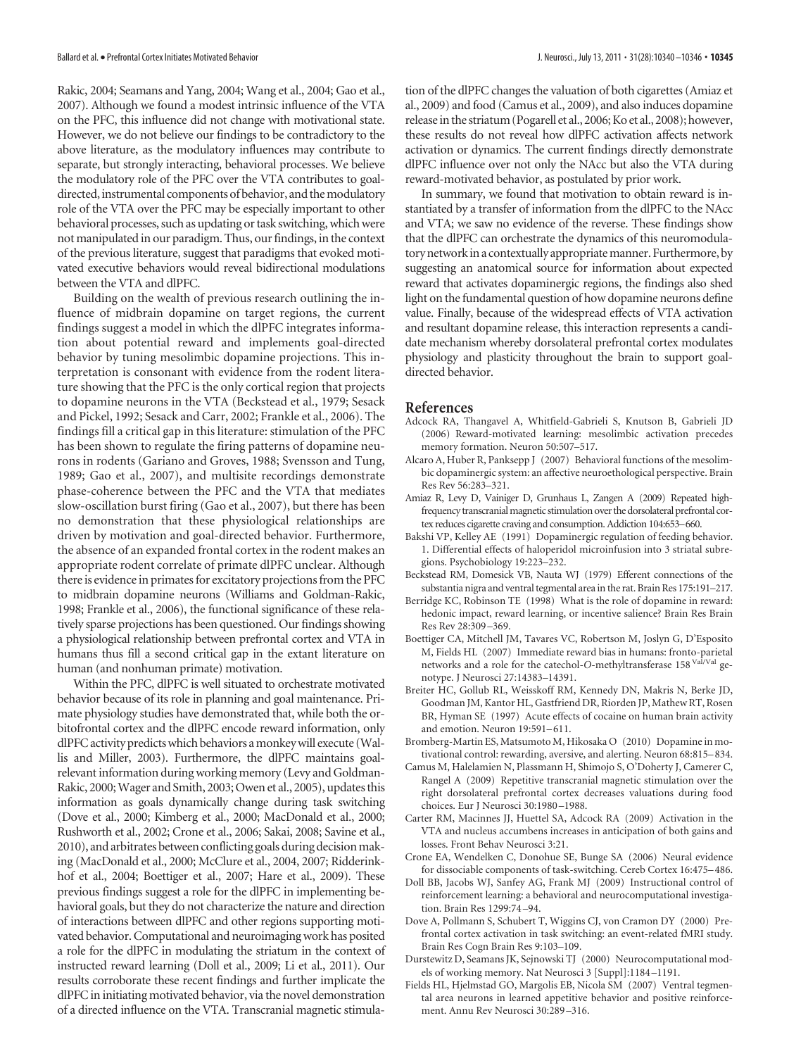Rakic, 2004; Seamans and Yang, 2004; Wang et al., 2004; Gao et al., 2007). Although we found a modest intrinsic influence of the VTA on the PFC, this influence did not change with motivational state. However, we do not believe our findings to be contradictory to the above literature, as the modulatory influences may contribute to separate, but strongly interacting, behavioral processes. We believe the modulatory role of the PFC over the VTA contributes to goal-directed, instrumental components of behavior, and the modulatory role of the VTA over the PFC may be especially important to other behavioral processes, such as updating or task switching, which were not manipulated in our paradigm. Thus, our findings, in the context of the previous literature, suggest that paradigms that evoked motivated executive behaviors would reveal bidirectional modulations between the VTA and dlPFC.

Building on the wealth of previous research outlining the influence of midbrain dopamine on target regions, the current findings suggest a model in which the dlPFC integrates information about potential reward and implements goal-directed behavior by tuning mesolimbic dopamine projections. This interpretation is consonant with evidence from the rodent literature showing that the PFC is the only cortical region that projects to dopamine neurons in the VTA (Beckstead et al., 1979; Sesack and Pickel, 1992; Sesack and Carr, 2002; Frankle et al., 2006). The findings fill a critical gap in this literature: stimulation of the PFC has been shown to regulate the firing patterns of dopamine neurons in rodents (Gariano and Groves, 1988; Svensson and Tung, 1989; Gao et al., 2007), and multisite recordings demonstrate phase-coherence between the PFC and the VTA that mediates slow-oscillation burst firing (Gao et al., 2007), but there has been no demonstration that these physiological relationships are driven by motivation and goal-directed behavior. Furthermore, the absence of an expanded frontal cortex in the rodent makes an appropriate rodent correlate of primate dlPFC unclear. Although there is evidence in primates for excitatory projections from the PFC to midbrain dopamine neurons (Williams and Goldman-Rakic, 1998; Frankle et al., 2006), the functional significance of these relatively sparse projections has been questioned. Our findings showing a physiological relationship between prefrontal cortex and VTA in humans thus fill a second critical gap in the extant literature on human (and nonhuman primate) motivation.

Within the PFC, dlPFC is well situated to orchestrate motivated behavior because of its role in planning and goal maintenance. Primate physiology studies have demonstrated that, while both the orbitofrontal cortex and the dlPFC encode reward information, only dlPFC activity predicts which behaviors a monkey will execute (Wallis and Miller, 2003). Furthermore, the dlPFC maintains goal-relevant information during working memory (Levy and Goldman-Rakic, 2000; Wager and Smith, 2003; Owen et al., 2005), updates this information as goals dynamically change during task switching (Dove et al., 2000; Kimberg et al., 2000; MacDonald et al., 2000; Rushworth et al., 2002; Crone et al., 2006; Sakai, 2008; Savine et al., 2010), and arbitrates between conflicting goals during decision making (MacDonald et al., 2000; McClure et al., 2004, 2007; Ridderinkhof et al., 2004; Boettiger et al., 2007; Hare et al., 2009). These previous findings suggest a role for the dlPFC in implementing behavioral goals, but they do not characterize the nature and direction of interactions between dlPFC and other regions supporting motivated behavior. Computational and neuroimaging work has posited a role for the dlPFC in modulating the striatum in the context of instructed reward learning (Doll et al., 2009; Li et al., 2011). Our results corroborate these recent findings and further implicate the dlPFC in initiating motivated behavior, via the novel demonstration of a directed influence on the VTA. Transcranial magnetic stimulation of the dlPFC changes the valuation of both cigarettes (Amiaz et al., 2009) and food (Camus et al., 2009), and also induces dopamine release in the striatum (Pogarell et al., 2006; Ko et al., 2008); however, these results do not reveal how dlPFC activation affects network activation or dynamics. The current findings directly demonstrate dlPFC influence over not only the NAcc but also the VTA during reward-motivated behavior, as postulated by prior work.

In summary, we found that motivation to obtain reward is instantiated by a transfer of information from the dlPFC to the NAcc and VTA; we saw no evidence of the reverse. These findings show that the dlPFC can orchestrate the dynamics of this neuromodulatory network in a contextually appropriate manner. Furthermore, by suggesting an anatomical source for information about expected reward that activates dopaminergic regions, the findings also shed light on the fundamental question of how dopamine neurons define value. Finally, because of the widespread effects of VTA activation and resultant dopamine release, this interaction represents a candidate mechanism whereby dorsolateral prefrontal cortex modulates physiology and plasticity throughout the brain to support goal-directed behavior.

## References

Adcock RA, Thangavel A, Whitfield-Gabrieli S, Knutson B, Gabrieli JD (2006) Reward-motivated learning: mesolimbic activation precedes memory formation. Neuron 50:507–517.

Alcaro A, Huber R, Panksepp J (2007) Behavioral functions of the mesolimbic dopaminergic system: an affective neuroethological perspective. Brain Res Rev 56:283–321.

Amiaz R, Levy D, Vainiger D, Grunhaus L, Zangen A (2009) Repeated high-frequency transcranial magnetic stimulation over the dorsolateral prefrontal cortex reduces cigarette craving and consumption. Addiction 104:653–660.

Bakshi VP, Kelley AE (1991) Dopaminergic regulation of feeding behavior. 1. Differential effects of haloperidol microinfusion into 3 striatal subregions. Psychobiology 19:223–232.

Beckstead RM, Domesick VB, Nauta WJ (1979) Efferent connections of the substantia nigra and ventral tegmental area in the rat. Brain Res 175:191–217.

Berridge KC, Robinson TE (1998) What is the role of dopamine in reward: hedonic impact, reward learning, or incentive salience? Brain Res Brain Res Rev 28:309–369.

Boettiger CA, Mitchell JM, Tavares VC, Robertson M, Joslyn G, D'Esposito M, Fields HL (2007) Immediate reward bias in humans: fronto-parietal networks and a role for the catechol-*O*-methyltransferase 158$^{Val/Val}$ genotype. J Neurosci 27:14383–14391.

Breiter HC, Gollub RL, Weisskoff RM, Kennedy DN, Makris N, Berke JD, Goodman JM, Kantor HL, Gastfriend DR, Riorden JP, Mathew RT, Rosen BR, Hyman SE (1997) Acute effects of cocaine on human brain activity and emotion. Neuron 19:591–611.

Bromberg-Martin ES, Matsumoto M, Hikosaka O (2010) Dopamine in motivational control: rewarding, aversive, and alerting. Neuron 68:815–834.

Camus M, Halelamien N, Plassmann H, Shimojo S, O'Doherty J, Camerer C, Rangel A (2009) Repetitive transcranial magnetic stimulation over the right dorsolateral prefrontal cortex decreases valuations during food choices. Eur J Neurosci 30:1980–1988.

Carter RM, Macinnes JJ, Huettel SA, Adcock RA (2009) Activation in the VTA and nucleus accumbens increases in anticipation of both gains and losses. Front Behav Neurosci 3:21.

Crone EA, Wendelken C, Donohue SE, Bunge SA (2006) Neural evidence for dissociable components of task-switching. Cereb Cortex 16:475–486.

Doll BB, Jacobs WJ, Sanfey AG, Frank MJ (2009) Instructional control of reinforcement learning: a behavioral and neurocomputational investigation. Brain Res 1299:74–94.

Dove A, Pollmann S, Schubert T, Wiggins CJ, von Cramon DY (2000) Prefrontal cortex activation in task switching: an event-related fMRI study. Brain Res Cogn Brain Res 9:103–109.

Durstewitz D, Seamans JK, Sejnowski TJ (2000) Neurocomputational models of working memory. Nat Neurosci 3 [Suppl]:1184–1191.

Fields HL, Hjelmstad GO, Margolis EB, Nicola SM (2007) Ventral tegmental area neurons in learned appetitive behavior and positive reinforcement. Annu Rev Neurosci 30:289–316.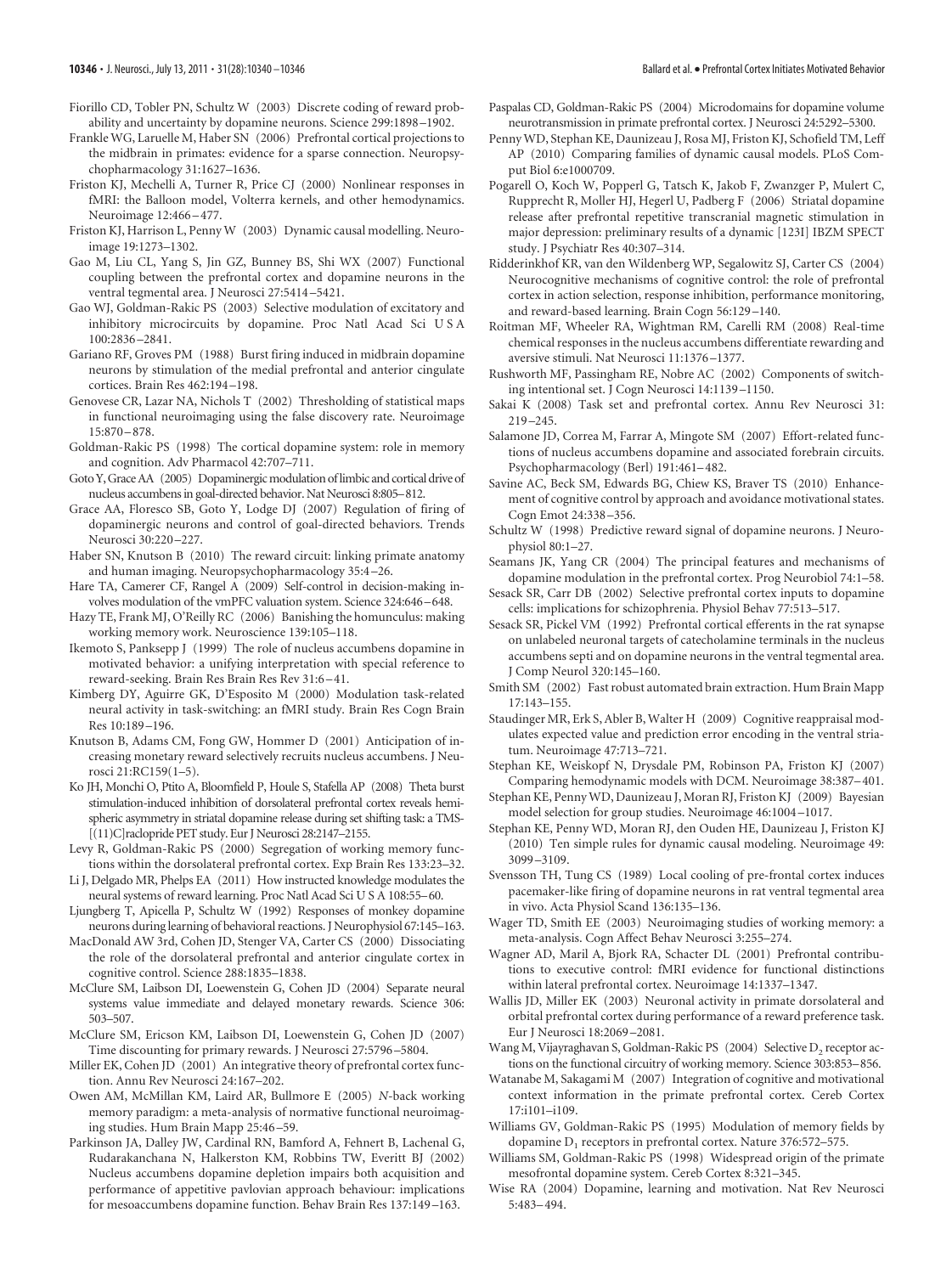Fiorillo CD, Tobler PN, Schultz W (2003) Discrete coding of reward probability and uncertainty by dopamine neurons. Science 299:1898–1902.

Frankle WG, Laruelle M, Haber SN (2006) Prefrontal cortical projections to the midbrain in primates: evidence for a sparse connection. Neuropsychopharmacology 31:1627–1636.

Friston KJ, Mechelli A, Turner R, Price CJ (2000) Nonlinear responses in fMRI: the Balloon model, Volterra kernels, and other hemodynamics. Neuroimage 12:466–477.

Friston KJ, Harrison L, Penny W (2003) Dynamic causal modelling. Neuroimage 19:1273–1302.

Gao M, Liu CL, Yang S, Jin GZ, Bunney BS, Shi WX (2007) Functional coupling between the prefrontal cortex and dopamine neurons in the ventral tegmental area. J Neurosci 27:5414–5421.

Gao WJ, Goldman-Rakic PS (2003) Selective modulation of excitatory and inhibitory microcircuits by dopamine. Proc Natl Acad Sci U S A 100:2836–2841.

Gariano RF, Groves PM (1988) Burst firing induced in midbrain dopamine neurons by stimulation of the medial prefrontal and anterior cingulate cortices. Brain Res 462:194–198.

Genovese CR, Lazar NA, Nichols T (2002) Thresholding of statistical maps in functional neuroimaging using the false discovery rate. Neuroimage 15:870–878.

Goldman-Rakic PS (1998) The cortical dopamine system: role in memory and cognition. Adv Pharmacol 42:707–711.

Goto Y, Grace AA (2005) Dopaminergic modulation of limbic and cortical drive of nucleus accumbens in goal-directed behavior. Nat Neurosci 8:805–812.

Grace AA, Floresco SB, Goto Y, Lodge DJ (2007) Regulation of firing of dopaminergic neurons and control of goal-directed behaviors. Trends Neurosci 30:220–227.

Haber SN, Knutson B (2010) The reward circuit: linking primate anatomy and human imaging. Neuropsychopharmacology 35:4–26.

Hare TA, Camerer CF, Rangel A (2009) Self-control in decision-making involves modulation of the vmPFC valuation system. Science 324:646–648.

Hazy TE, Frank MJ, O'Reilly RC (2006) Banishing the homunculus: making working memory work. Neuroscience 139:105–118.

Ikemoto S, Panksepp J (1999) The role of nucleus accumbens dopamine in motivated behavior: a unifying interpretation with special reference to reward-seeking. Brain Res Brain Res Rev 31:6–41.

Kimberg DY, Aguirre GK, D'Esposito M (2000) Modulation task-related neural activity in task-switching: an fMRI study. Brain Res Cogn Brain Res 10:189–196.

Knutson B, Adams CM, Fong GW, Hommer D (2001) Anticipation of increasing monetary reward selectively recruits nucleus accumbens. J Neurosci 21:RC159(1–5).

Ko JH, Monchi O, Ptito A, Bloomfield P, Houle S, Stafella AP (2008) Theta burst stimulation-induced inhibition of dorsolateral prefrontal cortex reveals hemispheric asymmetry in striatal dopamine release during set shifting task: a TMS-[(11)C]raclopride PET study. Eur J Neurosci 28:2147–2155.

Levy R, Goldman-Rakic PS (2000) Segregation of working memory functions within the dorsolateral prefrontal cortex. Exp Brain Res 133:23–32.

Li J, Delgado MR, Phelps EA (2011) How instructed knowledge modulates the neural systems of reward learning. Proc Natl Acad Sci U S A 108:55–60.

Ljungberg T, Apicella P, Schultz W (1992) Responses of monkey dopamine neurons during learning of behavioral reactions. J Neurophysiol 67:145–163.

MacDonald AW 3rd, Cohen JD, Stenger VA, Carter CS (2000) Dissociating the role of the dorsolateral prefrontal and anterior cingulate cortex in cognitive control. Science 288:1835–1838.

McClure SM, Laibson DI, Loewenstein G, Cohen JD (2004) Separate neural systems value immediate and delayed monetary rewards. Science 306:503–507.

McClure SM, Ericson KM, Laibson DI, Loewenstein G, Cohen JD (2007) Time discounting for primary rewards. J Neurosci 27:5796–5804.

Miller EK, Cohen JD (2001) An integrative theory of prefrontal cortex function. Annu Rev Neurosci 24:167–202.

Owen AM, McMillan KM, Laird AR, Bullmore E (2005) *N*-back working memory paradigm: a meta-analysis of normative functional neuroimaging studies. Hum Brain Mapp 25:46–59.

Parkinson JA, Dalley JW, Cardinal RN, Bamford A, Fehnert B, Lachenal G, Rudarakanchana N, Halkerston KM, Robbins TW, Everitt BJ (2002) Nucleus accumbens dopamine depletion impairs both acquisition and performance of appetitive pavlovian approach behaviour: implications for mesoaccumbens dopamine function. Behav Brain Res 137:149–163.

Paspalas CD, Goldman-Rakic PS (2004) Microdomains for dopamine volume neurotransmission in primate prefrontal cortex. J Neurosci 24:5292–5300.

Penny WD, Stephan KE, Daunizeau J, Rosa MJ, Friston KJ, Schofield TM, Leff AP (2010) Comparing families of dynamic causal models. PLoS Comput Biol 6:e1000709.

Pogarell O, Koch W, Popperl G, Tatsch K, Jakob F, Zwanzger P, Mulert C, Rupprecht R, Moller HJ, Hegerl U, Padberg F (2006) Striatal dopamine release after prefrontal repetitive transcranial magnetic stimulation in major depression: preliminary results of a dynamic [123I] IBZM SPECT study. J Psychiatr Res 40:307–314.

Ridderinkhof KR, van den Wildenberg WP, Segalowitz SJ, Carter CS (2004) Neurocognitive mechanisms of cognitive control: the role of prefrontal cortex in action selection, response inhibition, performance monitoring, and reward-based learning. Brain Cogn 56:129–140.

Roitman MF, Wheeler RA, Wightman RM, Carelli RM (2008) Real-time chemical responses in the nucleus accumbens differentiate rewarding and aversive stimuli. Nat Neurosci 11:1376–1377.

Rushworth MF, Passingham RE, Nobre AC (2002) Components of switching intentional set. J Cogn Neurosci 14:1139–1150.

Sakai K (2008) Task set and prefrontal cortex. Annu Rev Neurosci 31:219–245.

Salamone JD, Correa M, Farrar A, Mingote SM (2007) Effort-related functions of nucleus accumbens dopamine and associated forebrain circuits. Psychopharmacology (Berl) 191:461–482.

Savine AC, Beck SM, Edwards BG, Chiew KS, Braver TS (2010) Enhancement of cognitive control by approach and avoidance motivational states. Cogn Emot 24:338–356.

Schultz W (1998) Predictive reward signal of dopamine neurons. J Neurophysiol 80:1–27.

Seamans JK, Yang CR (2004) The principal features and mechanisms of dopamine modulation in the prefrontal cortex. Prog Neurobiol 74:1–58.

Sesack SR, Carr DB (2002) Selective prefrontal cortex inputs to dopamine cells: implications for schizophrenia. Physiol Behav 77:513–517.

Sesack SR, Pickel VM (1992) Prefrontal cortical efferents in the rat synapse on unlabeled neuronal targets of catecholamine terminals in the nucleus accumbens septi and on dopamine neurons in the ventral tegmental area. J Comp Neurol 320:145–160.

Smith SM (2002) Fast robust automated brain extraction. Hum Brain Mapp 17:143–155.

Staudinger MR, Erk S, Abler B, Walter H (2009) Cognitive reappraisal modulates expected value and prediction error encoding in the ventral striatum. Neuroimage 47:713–721.

Stephan KE, Weiskopf N, Drysdale PM, Robinson PA, Friston KJ (2007) Comparing hemodynamic models with DCM. Neuroimage 38:387–401.

Stephan KE, Penny WD, Daunizeau J, Moran RJ, Friston KJ (2009) Bayesian model selection for group studies. Neuroimage 46:1004–1017.

Stephan KE, Penny WD, Moran RJ, den Ouden HE, Daunizeau J, Friston KJ (2010) Ten simple rules for dynamic causal modeling. Neuroimage 49:3099–3109.

Svensson TH, Tung CS (1989) Local cooling of pre-frontal cortex induces pacemaker-like firing of dopamine neurons in rat ventral tegmental area in vivo. Acta Physiol Scand 136:135–136.

Wager TD, Smith EE (2003) Neuroimaging studies of working memory: a meta-analysis. Cogn Affect Behav Neurosci 3:255–274.

Wagner AD, Maril A, Bjork RA, Schacter DL (2001) Prefrontal contributions to executive control: fMRI evidence for functional distinctions within lateral prefrontal cortex. Neuroimage 14:1337–1347.

Wallis JD, Miller EK (2003) Neuronal activity in primate dorsolateral and orbital prefrontal cortex during performance of a reward preference task. Eur J Neurosci 18:2069–2081.

Wang M, Vijayraghavan S, Goldman-Rakic PS (2004) Selective $D_2$ receptor actions on the functional circuitry of working memory. Science 303:853–856.

Watanabe M, Sakagami M (2007) Integration of cognitive and motivational context information in the primate prefrontal cortex. Cereb Cortex 17:i101–i109.

Williams GV, Goldman-Rakic PS (1995) Modulation of memory fields by dopamine $D_1$ receptors in prefrontal cortex. Nature 376:572–575.

Williams SM, Goldman-Rakic PS (1998) Widespread origin of the primate mesofrontal dopamine system. Cereb Cortex 8:321–345.

Wise RA (2004) Dopamine, learning and motivation. Nat Rev Neurosci 5:483–494.